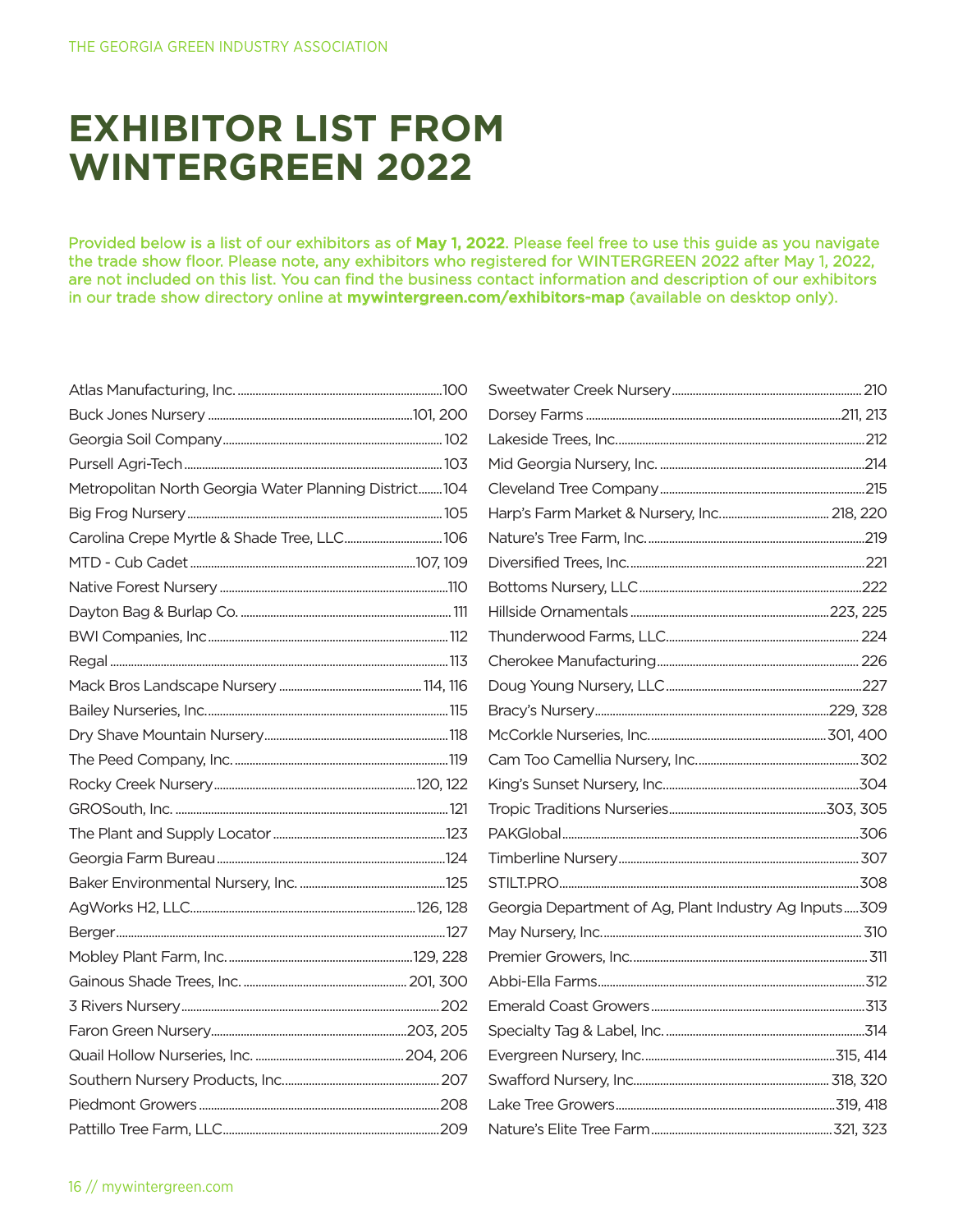# EXHIBITOR LIST FROM WINTERGREEN 2022

Provided below is a list of our exhibitors as of **May 1, 2022**. Please feel free to use this guide as you navigate the trade show floor. Please note, any exhibitors who registered for WINTERGREEN 2022 after May 1, 2022, are not included on this list. You can find the business contact information and description of our exhibitors in our trade show directory online at **mywintergreen.com/exhibitors-map** (available on desktop only).

| Exhibitor | Booth |
|---|---|
| Atlas Manufacturing, Inc. | 100 |
| Buck Jones Nursery | 101, 200 |
| Georgia Soil Company | 102 |
| Pursell Agri-Tech | 103 |
| Metropolitan North Georgia Water Planning District | 104 |
| Big Frog Nursery | 105 |
| Carolina Crepe Myrtle & Shade Tree, LLC | 106 |
| MTD - Cub Cadet | 107, 109 |
| Native Forest Nursery | 110 |
| Dayton Bag & Burlap Co. | 111 |
| BWI Companies, Inc | 112 |
| Regal | 113 |
| Mack Bros Landscape Nursery | 114, 116 |
| Bailey Nurseries, Inc. | 115 |
| Dry Shave Mountain Nursery | 118 |
| The Peed Company, Inc. | 119 |
| Rocky Creek Nursery | 120, 122 |
| GROSouth, Inc. | 121 |
| The Plant and Supply Locator | 123 |
| Georgia Farm Bureau | 124 |
| Baker Environmental Nursery, Inc. | 125 |
| AgWorks H2, LLC | 126, 128 |
| Berger | 127 |
| Mobley Plant Farm, Inc. | 129, 228 |
| Gainous Shade Trees, Inc. | 201, 300 |
| 3 Rivers Nursery | 202 |
| Faron Green Nursery | 203, 205 |
| Quail Hollow Nurseries, Inc. | 204, 206 |
| Southern Nursery Products, Inc. | 207 |
| Piedmont Growers | 208 |
| Pattillo Tree Farm, LLC | 209 |
| Sweetwater Creek Nursery | 210 |
| Dorsey Farms | 211, 213 |
| Lakeside Trees, Inc. | 212 |
| Mid Georgia Nursery, Inc. | 214 |
| Cleveland Tree Company | 215 |
| Harp's Farm Market & Nursery, Inc. | 218, 220 |
| Nature's Tree Farm, Inc. | 219 |
| Diversified Trees, Inc. | 221 |
| Bottoms Nursery, LLC | 222 |
| Hillside Ornamentals | 223, 225 |
| Thunderwood Farms, LLC | 224 |
| Cherokee Manufacturing | 226 |
| Doug Young Nursery, LLC | 227 |
| Bracy's Nursery | 229, 328 |
| McCorkle Nurseries, Inc. | 301, 400 |
| Cam Too Camellia Nursery, Inc. | 302 |
| King's Sunset Nursery, Inc. | 304 |
| Tropic Traditions Nurseries | 303, 305 |
| PAKGlobal | 306 |
| Timberline Nursery | 307 |
| STILT.PRO | 308 |
| Georgia Department of Ag, Plant Industry Ag Inputs | 309 |
| May Nursery, Inc. | 310 |
| Premier Growers, Inc. | 311 |
| Abbi-Ella Farms | 312 |
| Emerald Coast Growers | 313 |
| Specialty Tag & Label, Inc. | 314 |
| Evergreen Nursery, Inc. | 315, 414 |
| Swafford Nursery, Inc. | 318, 320 |
| Lake Tree Growers | 319, 418 |
| Nature's Elite Tree Farm | 321, 323 |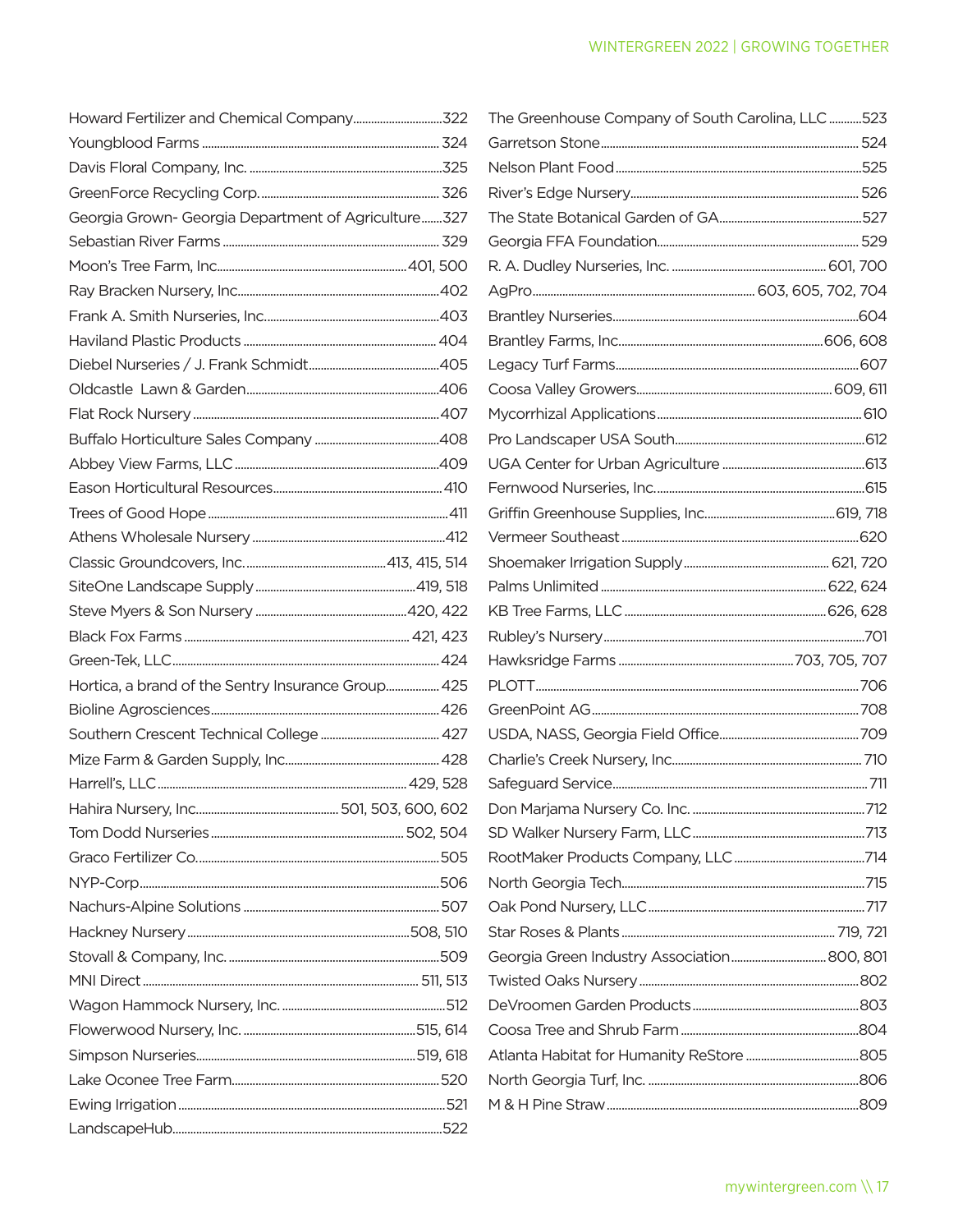Howard Fertilizer and Chemical Company.............................322
Youngblood Farms ............................................................................ 324
Davis Floral Company, Inc. ...............................................................325
GreenForce Recycling Corp. .......................................................... 326
Georgia Grown- Georgia Department of Agriculture.......327
Sebastian River Farms ...................................................................... 329
Moon's Tree Farm, Inc.............................................................401, 500
Ray Bracken Nursery, Inc..................................................................402
Frank A. Smith Nurseries, Inc..........................................................403
Haviland Plastic Products ............................................................... 404
Diebel Nurseries / J. Frank Schmidt...........................................405
Oldcastle Lawn & Garden................................................................406
Flat Rock Nursery ................................................................................407
Buffalo Horticulture Sales Company ........................................408
Abbey View Farms, LLC ...................................................................409
Eason Horticultural Resources........................................................ 410
Trees of Good Hope .............................................................................411
Athens Wholesale Nursery ..............................................................412
Classic Groundcovers, Inc...........................................413, 415, 514
SiteOne Landscape Supply ...................................................419, 518
Steve Myers & Son Nursery ................................................420, 422
Black Fox Farms ..........................................................................421, 423
Green-Tek, LLC...................................................................................... 424
Hortica, a brand of the Sentry Insurance Group................. 425
Bioline Agrosciences........................................................................... 426
Southern Crescent Technical College ...................................... 427
Mize Farm & Garden Supply, Inc................................................... 428
Harrell's, LLC ..................................................................................429, 528
Hahira Nursery, Inc................................................501, 503, 600, 602
Tom Dodd Nurseries ...........................................................502, 504
Graco Fertilizer Co.................................................................................505
NYP-Corp...................................................................................................506
Nachurs-Alpine Solutions ..................................................................507
Hackney Nursery ..........................................................................508, 510
Stovall & Company, Inc. .......................................................................509
MNI Direct ..........................................................................................511, 513
Wagon Hammock Nursery, Inc. .......................................................512
Flowerwood Nursery, Inc. .........................................................515, 614
Simpson Nurseries.........................................................................519, 618
Lake Oconee Tree Farm.......................................................................520
Ewing Irrigation ........................................................................................521
LandscapeHub...........................................................................................522
The Greenhouse Company of South Carolina, LLC ...........523
Garretson Stone...................................................................................... 524
Nelson Plant Food ....................................................................................525
River's Edge Nursery............................................................................ 526
The State Botanical Garden of GA................................................527
Georgia FFA Foundation..................................................................... 529
R. A. Dudley Nurseries, Inc. ..................................................... 601, 700
AgPro.......................................................................... 603, 605, 702, 704
Brantley Nurseries....................................................................................604
Brantley Farms, Inc.....................................................................606, 608
Legacy Turf Farms....................................................................................607
Coosa Valley Growers.............................................................. 609, 611
Mycorrhizal Applications .......................................................................610
Pro Landscaper USA South.................................................................612
UGA Center for Urban Agriculture .................................................613
Fernwood Nurseries, Inc........................................................................615
Griffin Greenhouse Supplies, Inc.............................................619, 718
Vermeer Southeast ..................................................................................620
Shoemaker Irrigation Supply ................................................. 621, 720
Palms Unlimited ............................................................................. 622, 624
KB Tree Farms, LLC ......................................................................626, 628
Rubley's Nursery.........................................................................................701
Hawksridge Farms .........................................................703, 705, 707
PLOTT...........................................................................................................706
GreenPoint AG...........................................................................................708
USDA, NASS, Georgia Field Office.................................................709
Charlie's Creek Nursery, Inc..................................................................710
Safeguard Service......................................................................................711
Don Marjama Nursery Co. Inc. ..........................................................712
SD Walker Nursery Farm, LLC............................................................713
RootMaker Products Company, LLC............................................714
North Georgia Tech...................................................................................715
Oak Pond Nursery, LLC..........................................................................717
Star Roses & Plants ........................................................................719, 721
Georgia Green Industry Association...............................800, 801
Twisted Oaks Nursery ...........................................................................802
DeVroomen Garden Products.............................................................803
Coosa Tree and Shrub Farm ..............................................................804
Atlanta Habitat for Humanity ReStore .......................................805
North Georgia Turf, Inc. ........................................................................806
M & H Pine Straw .....................................................................................809